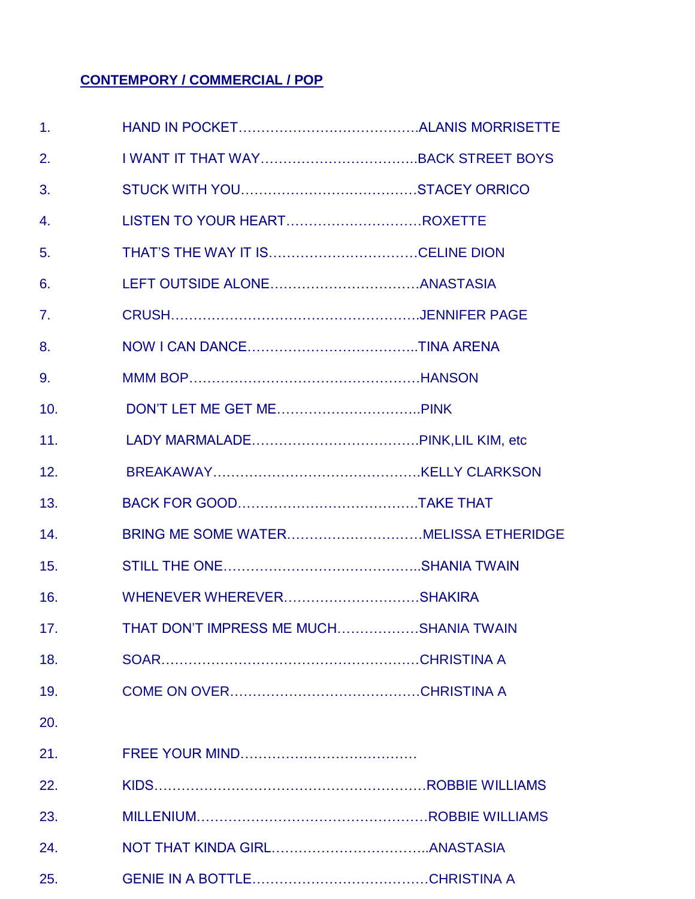**CONTEMPORY / COMMERCIAL / POP**

1. HAND IN POCKET…………………………………ALANIS MORRISETTE
2. I WANT IT THAT WAY……………………………..BACK STREET BOYS
3. STUCK WITH YOU…………………………………STACEY ORRICO
4. LISTEN TO YOUR HEART…………………………ROXETTE
5. THAT'S THE WAY IT IS……………………………CELINE DION
6. LEFT OUTSIDE ALONE……………………………ANASTASIA
7. CRUSH……………………………………………….JENNIFER PAGE
8. NOW I CAN DANCE………………………………..TINA ARENA
9. MMM BOP……………………………………………HANSON
10. DON'T LET ME GET ME…………………………..PINK
11. LADY MARMALADE………………………………PINK,LIL KIM, etc
12. BREAKAWAY………………………………………KELLY CLARKSON
13. BACK FOR GOOD…………………………………TAKE THAT
14. BRING ME SOME WATER…………………………MELISSA ETHERIDGE
15. STILL THE ONE……………………………………..SHANIA TWAIN
16. WHENEVER WHEREVER…………………………SHAKIRA
17. THAT DON'T IMPRESS ME MUCH………………SHANIA TWAIN
18. SOAR…………………………………………………CHRISTINA A
19. COME ON OVER……………………………………CHRISTINA A
20.
21. FREE YOUR MIND…………………………………
22. KIDS…………………………………………………ROBBIE WILLIAMS
23. MILLENIUM…………………………………………ROBBIE WILLIAMS
24. NOT THAT KINDA GIRL……………………………..ANASTASIA
25. GENIE IN A BOTTLE………………………………CHRISTINA A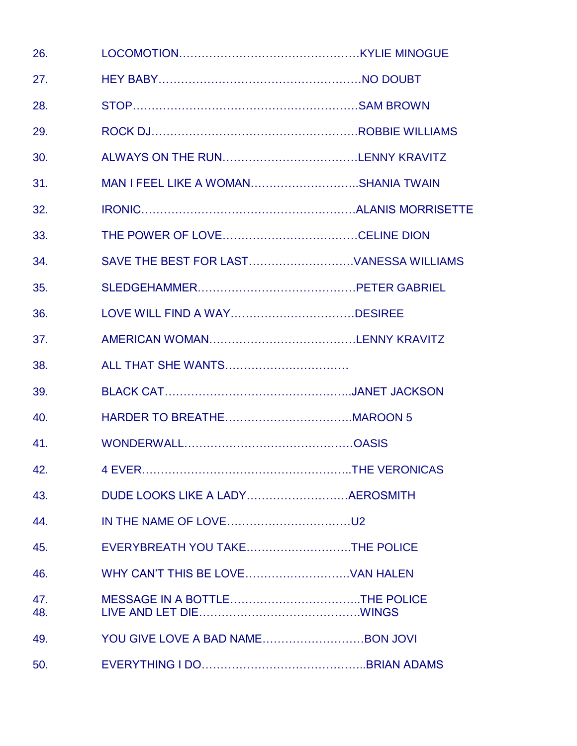26. LOCOMOTION…………………………………………KYLIE MINOGUE

27. HEY BABY………………………………………………NO DOUBT

28. STOP……………………………………..……………SAM BROWN

29. ROCK DJ………………………………………………ROBBIE WILLIAMS

30. ALWAYS ON THE RUN………………….……………LENNY KRAVITZ

31. MAN I FEEL LIKE A WOMAN………………………..SHANIA TWAIN

32. IRONIC…………………………………………………ALANIS MORRISETTE

33. THE POWER OF LOVE………………………………CELINE DION

34. SAVE THE BEST FOR LAST……………………….VANESSA WILLIAMS

35. SLEDGEHAMMER……………………………………PETER GABRIEL

36. LOVE WILL FIND A WAY……………………………DESIREE

37. AMERICAN WOMAN…………………………………LENNY KRAVITZ

38. ALL THAT SHE WANTS……………………………

39. BLACK CAT…………………………………………..JANET JACKSON

40. HARDER TO BREATHE…………………………….MAROON 5

41. WONDERWALL………………………………………OASIS

42. 4 EVER………………………………………………..THE VERONICAS

43. DUDE LOOKS LIKE A LADY………………………AEROSMITH

44. IN THE NAME OF LOVE……………………………U2

45. EVERYBREATH YOU TAKE……………………….THE POLICE

46. WHY CAN'T THIS BE LOVE……………………….VAN HALEN

47. MESSAGE IN A BOTTLE……………………………..THE POLICE

48. LIVE AND LET DIE…………………………………….WINGS

49. YOU GIVE LOVE A BAD NAME………………………BON JOVI

50. EVERYTHING I DO……………………………………..BRIAN ADAMS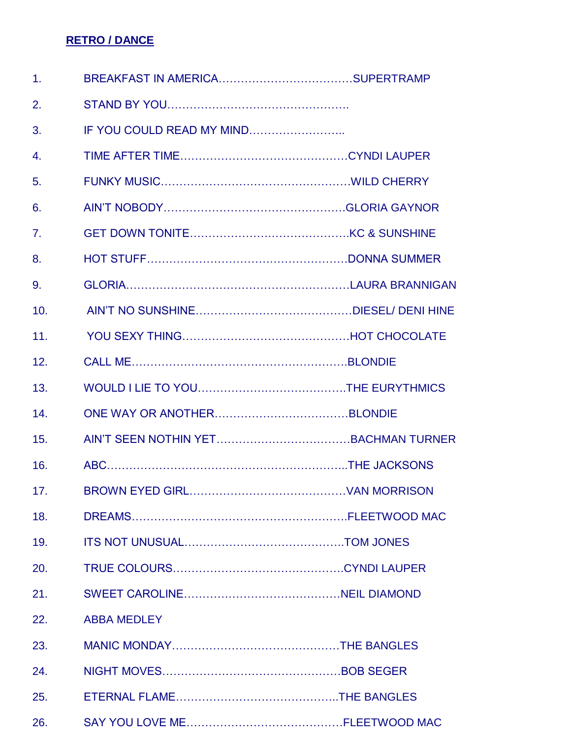**RETRO / DANCE**

1. BREAKFAST IN AMERICA……………………………… SUPERTRAMP
2. STAND BY YOU…………………………………………..
3. IF YOU COULD READ MY MIND……………………..
4. TIME AFTER TIME……………………………………… CYNDI LAUPER
5. FUNKY MUSIC…………………………………………… WILD CHERRY
6. AIN'T NOBODY………………………………………… GLORIA GAYNOR
7. GET DOWN TONITE…………………………………… KC & SUNSHINE
8. HOT STUFF……………………………………………… DONNA SUMMER
9. GLORIA…………………………………………………… LAURA BRANNIGAN
10. AIN'T NO SUNSHINE…………………………………… DIESEL/ DENI HINE
11. YOU SEXY THING……………………………………… HOT CHOCOLATE
12. CALL ME………………………………………………… BLONDIE
13. WOULD I LIE TO YOU………………………………… THE EURYTHMICS
14. ONE WAY OR ANOTHER……………………………… BLONDIE
15. AIN'T SEEN NOTHIN YET……………………………… BACHMAN TURNER
16. ABC………………………………………………………… THE JACKSONS
17. BROWN EYED GIRL…………………………………… VAN MORRISON
18. DREAMS…………………………………………………… FLEETWOOD MAC
19. ITS NOT UNUSUAL……………………………………… TOM JONES
20. TRUE COLOURS………………………………………… CYNDI LAUPER
21. SWEET CAROLINE……………………………………… NEIL DIAMOND
22. ABBA MEDLEY
23. MANIC MONDAY………………………………………… THE BANGLES
24. NIGHT MOVES…………………………………………… BOB SEGER
25. ETERNAL FLAME………………………………………… THE BANGLES
26. SAY YOU LOVE ME……………………………………… FLEETWOOD MAC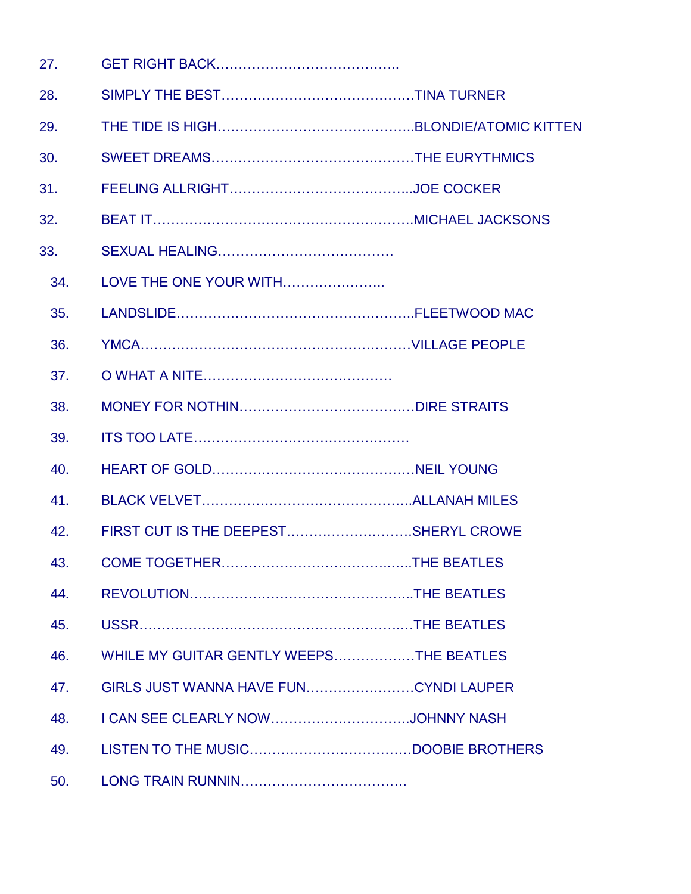27. GET RIGHT BACK…………………………………..
28. SIMPLY THE BEST…………………………………….TINA TURNER
29. THE TIDE IS HIGH……………………………………..BLONDIE/ATOMIC KITTEN
30. SWEET DREAMS……………………………………….THE EURYTHMICS
31. FEELING ALLRIGHT…………………………………..JOE COCKER
32. BEAT IT………………………………………………….MICHAEL JACKSONS
33. SEXUAL HEALING…………………………………
34. LOVE THE ONE YOUR WITH…………………..
35. LANDSLIDE……………………………………………..FLEETWOOD MAC
36. YMCA……………………………………………………VILLAGE PEOPLE
37. O WHAT A NITE……………………………………
38. MONEY FOR NOTHIN…………………………………DIRE STRAITS
39. ITS TOO LATE…………………………………………
40. HEART OF GOLD………………………………………NEIL YOUNG
41. BLACK VELVET………………………………………..ALLANAH MILES
42. FIRST CUT IS THE DEEPEST………..……………..SHERYL CROWE
43. COME TOGETHER…………………………………..…..THE BEATLES
44. REVOLUTION…………………………………………..THE BEATLES
45. USSR…………………………………………………..…THE BEATLES
46. WHILE MY GUITAR GENTLY WEEPS………………THE BEATLES
47. GIRLS JUST WANNA HAVE FUN……………………CYNDI LAUPER
48. I CAN SEE CLEARLY NOW………………………….JOHNNY NASH
49. LISTEN TO THE MUSIC………………………………DOOBIE BROTHERS
50. LONG TRAIN RUNNIN……………………………….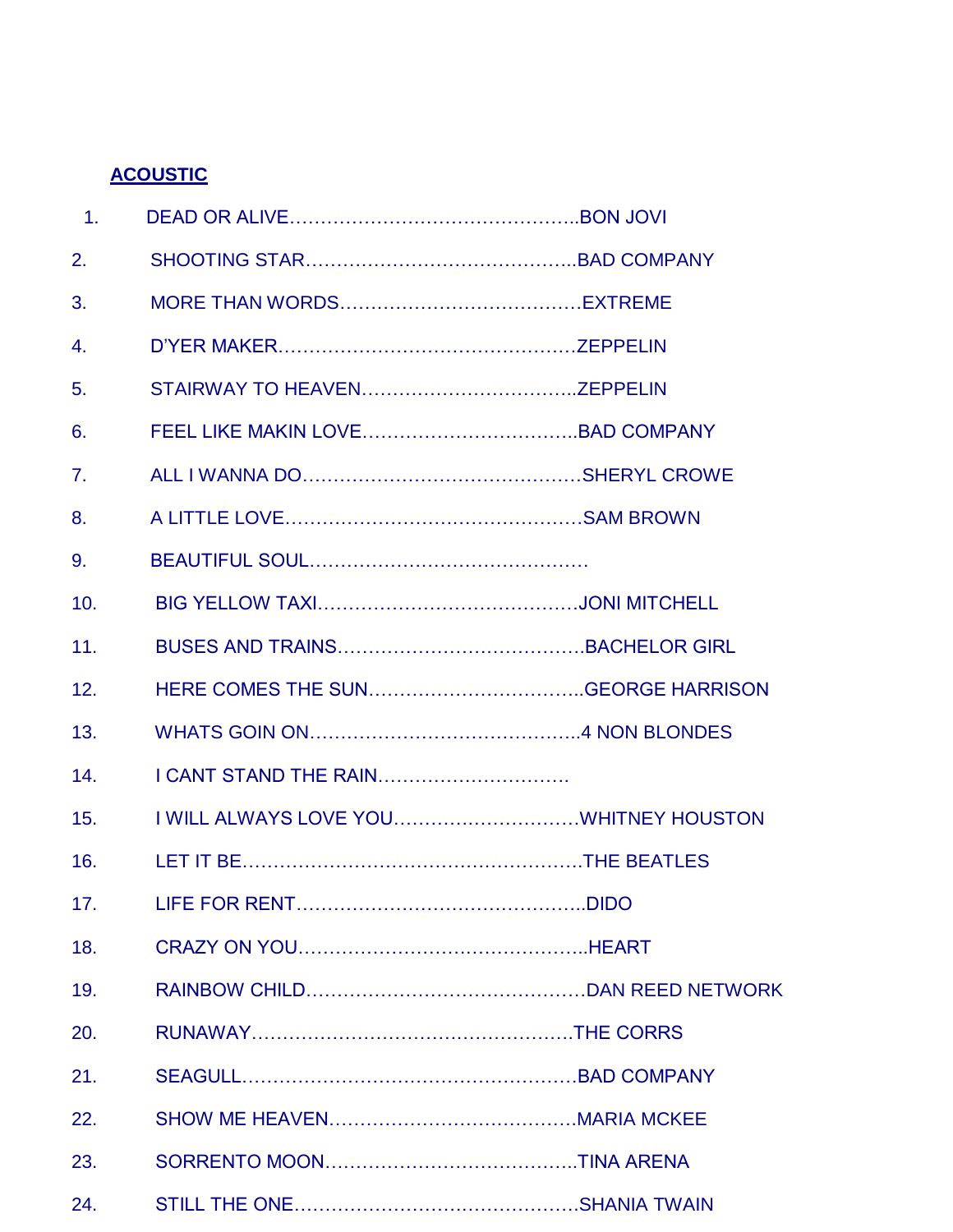**ACOUSTIC**

1. DEAD OR ALIVE………………………………………..BON JOVI
2. SHOOTING STAR……………………………………..BAD COMPANY
3. MORE THAN WORDS…………………………………EXTREME
4. D'YER MAKER…………………………………………ZEPPELIN
5. STAIRWAY TO HEAVEN……………………………..ZEPPELIN
6. FEEL LIKE MAKIN LOVE……………………………..BAD COMPANY
7. ALL I WANNA DO………………………………………SHERYL CROWE
8. A LITTLE LOVE…………………………………………SAM BROWN
9. BEAUTIFUL SOUL………………………………………
10. BIG YELLOW TAXI……………………………………JONI MITCHELL
11. BUSES AND TRAINS…………………………………BACHELOR GIRL
12. HERE COMES THE SUN……………………………..GEORGE HARRISON
13. WHATS GOIN ON……………………………………..4 NON BLONDES
14. I CANT STAND THE RAIN…………………………
15. I WILL ALWAYS LOVE YOU…………………………WHITNEY HOUSTON
16. LET IT BE………………………………………………THE BEATLES
17. LIFE FOR RENT………………………………………..DIDO
18. CRAZY ON YOU………………………………………..HEART
19. RAINBOW CHILD………………………………………DAN REED NETWORK
20. RUNAWAY……………………………………………..THE CORRS
21. SEAGULL………………………………………………BAD COMPANY
22. SHOW ME HEAVEN…………………………………MARIA MCKEE
23. SORRENTO MOON…………………………………..TINA ARENA
24. STILL THE ONE………………………………………SHANIA TWAIN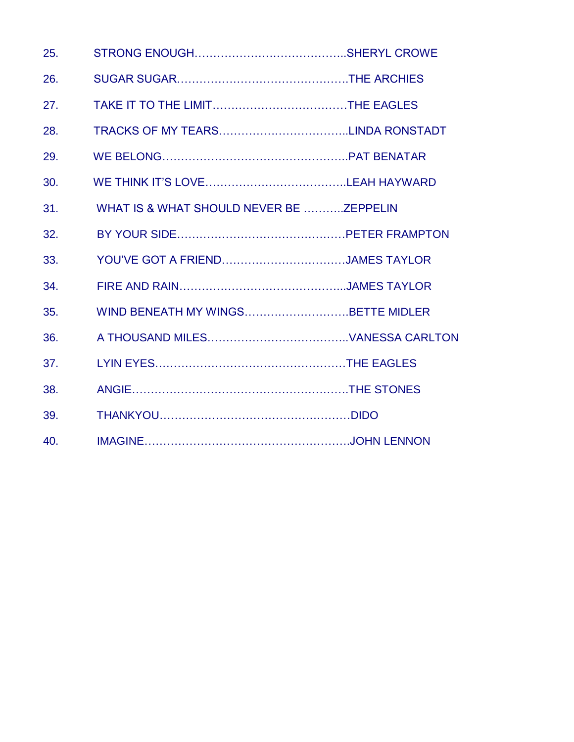25. STRONG ENOUGH…………………………………..SHERYL CROWE

26. SUGAR SUGAR……………………………………….THE ARCHIES

27. TAKE IT TO THE LIMIT………………………………THE EAGLES

28. TRACKS OF MY TEARS……………………………..LINDA RONSTADT

29. WE BELONG…………………………………………..PAT BENATAR

30. WE THINK IT'S LOVE………………………………..LEAH HAYWARD

31. WHAT IS & WHAT SHOULD NEVER BE ………..ZEPPELIN

32. BY YOUR SIDE………………………………………PETER FRAMPTON

33. YOU'VE GOT A FRIEND……………………………JAMES TAYLOR

34. FIRE AND RAIN……………………………………...JAMES TAYLOR

35. WIND BENEATH MY WINGS……………………….BETTE MIDLER

36. A THOUSAND MILES………………………………..VANESSA CARLTON

37. LYIN EYES……………………………………………THE EAGLES

38. ANGIE…………………………………………………THE STONES

39. THANKYOU……………………………………………DIDO

40. IMAGINE……………………………………………….JOHN LENNON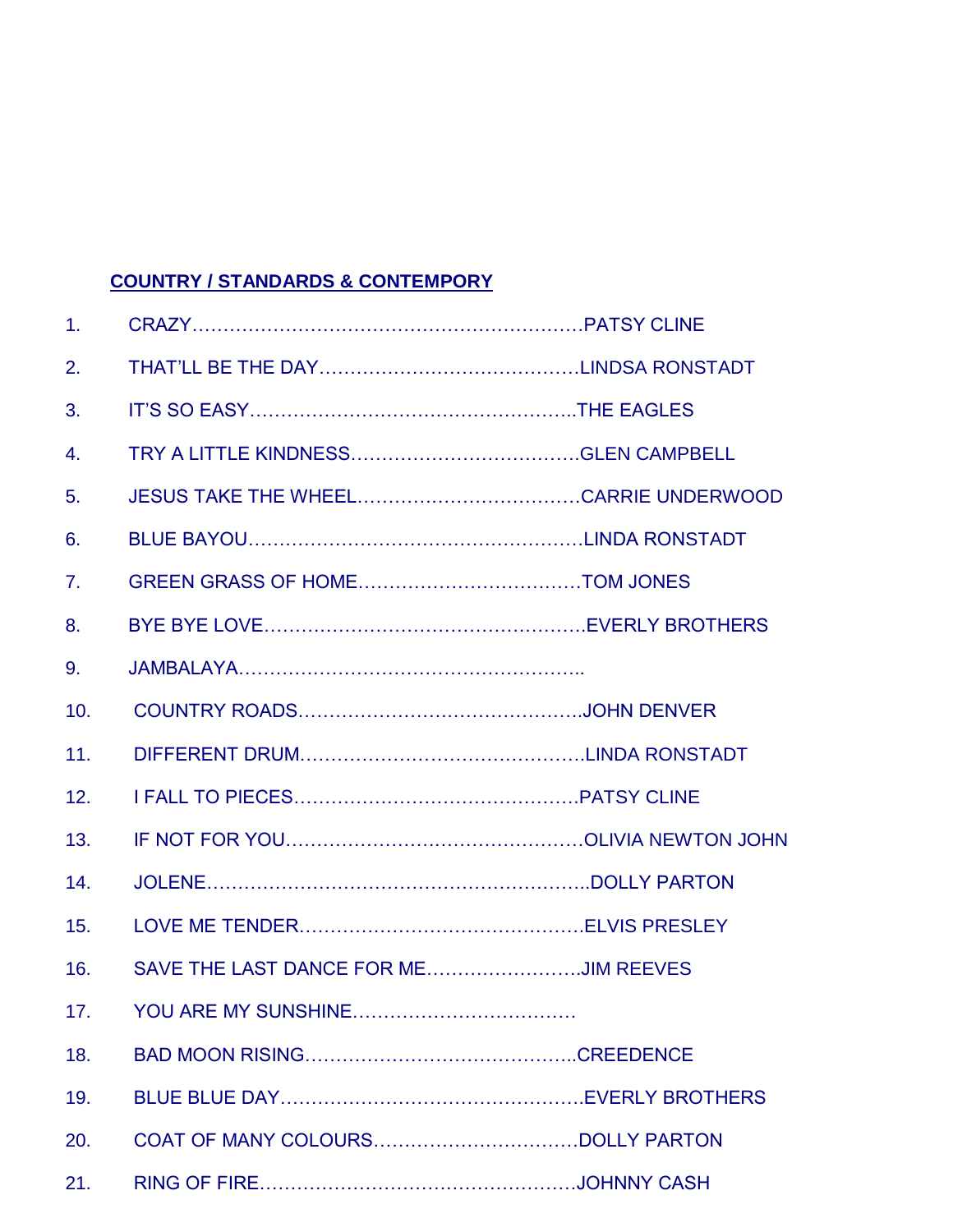**COUNTRY / STANDARDS & CONTEMPORY**

1. CRAZY……………………………………………………….PATSY CLINE
2. THAT'LL BE THE DAY……………………………………LINDSA RONSTADT
3. IT'S SO EASY……………………………………………..THE EAGLES
4. TRY A LITTLE KINDNESS………………………………GLEN CAMPBELL
5. JESUS TAKE THE WHEEL………………………………CARRIE UNDERWOOD
6. BLUE BAYOU……………………………………………….LINDA RONSTADT
7. GREEN GRASS OF HOME………………………………TOM JONES
8. BYE BYE LOVE…………………………………………….EVERLY BROTHERS
9. JAMBALAYA………………………………………………..
10. COUNTRY ROADS……………………………………….JOHN DENVER
11. DIFFERENT DRUM……………………………………….LINDA RONSTADT
12. I FALL TO PIECES………………………………………PATSY CLINE
13. IF NOT FOR YOU…………………………………………OLIVIA NEWTON JOHN
14. JOLENE……………………………………………………..DOLLY PARTON
15. LOVE ME TENDER……………………………………….ELVIS PRESLEY
16. SAVE THE LAST DANCE FOR ME…………………….JIM REEVES
17. YOU ARE MY SUNSHINE………………………………
18. BAD MOON RISING……………………………………..CREEDENCE
19. BLUE BLUE DAY………………………………………….EVERLY BROTHERS
20. COAT OF MANY COLOURS……………………………DOLLY PARTON
21. RING OF FIRE…………………………………………….JOHNNY CASH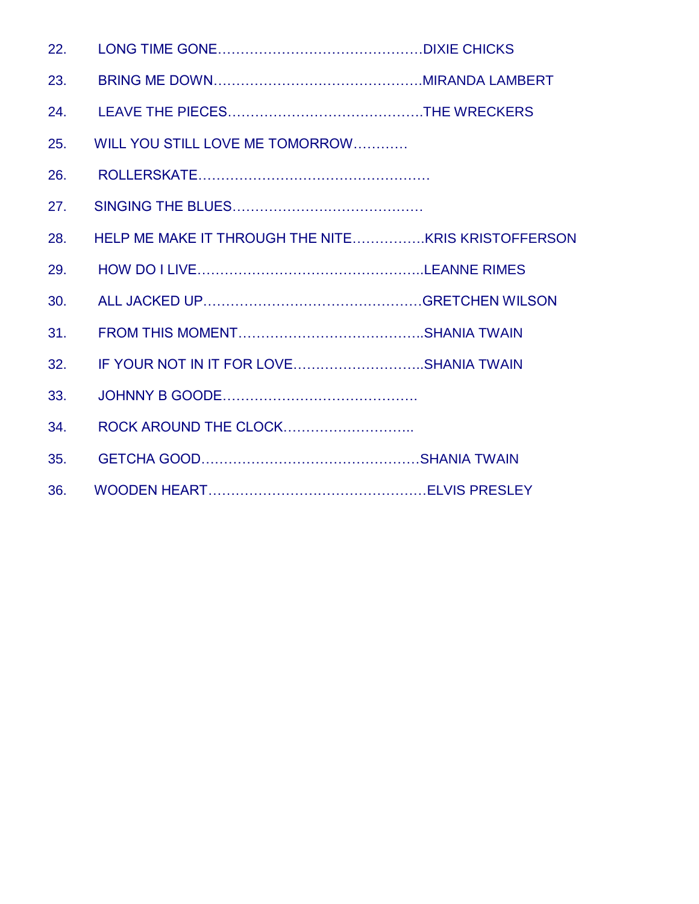22. LONG TIME GONE……………………………………………DIXIE CHICKS

23. BRING ME DOWN……………………………………………MIRANDA LAMBERT

24. LEAVE THE PIECES…………………………………………THE WRECKERS

25. WILL YOU STILL LOVE ME TOMORROW…………

26. ROLLERSKATE…………………………………………………

27. SINGING THE BLUES…………………………………………

28. HELP ME MAKE IT THROUGH THE NITE………………KRIS KRISTOFFERSON

29. HOW DO I LIVE………………………………………………..LEANNE RIMES

30. ALL JACKED UP………………………………………………GRETCHEN WILSON

31. FROM THIS MOMENT……………………………………….SHANIA TWAIN

32. IF YOUR NOT IN IT FOR LOVE…………………………..SHANIA TWAIN

33. JOHNNY B GOODE…………………………………………

34. ROCK AROUND THE CLOCK………………………..

35. GETCHA GOOD………………………………………………SHANIA TWAIN

36. WOODEN HEART……………………………………………ELVIS PRESLEY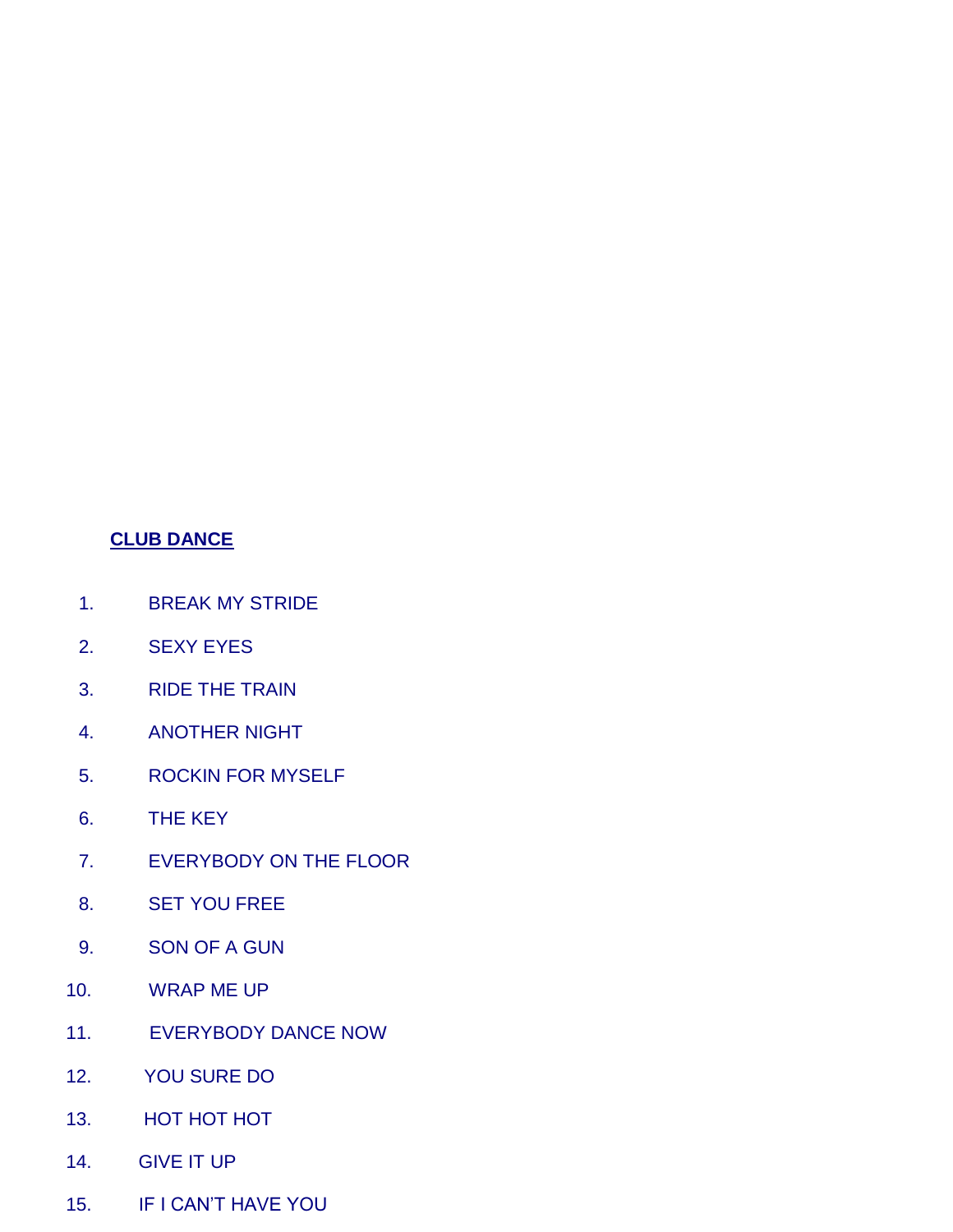**CLUB DANCE**

1. BREAK MY STRIDE
2. SEXY EYES
3. RIDE THE TRAIN
4. ANOTHER NIGHT
5. ROCKIN FOR MYSELF
6. THE KEY
7. EVERYBODY ON THE FLOOR
8. SET YOU FREE
9. SON OF A GUN
10. WRAP ME UP
11. EVERYBODY DANCE NOW
12. YOU SURE DO
13. HOT HOT HOT
14. GIVE IT UP
15. IF I CAN'T HAVE YOU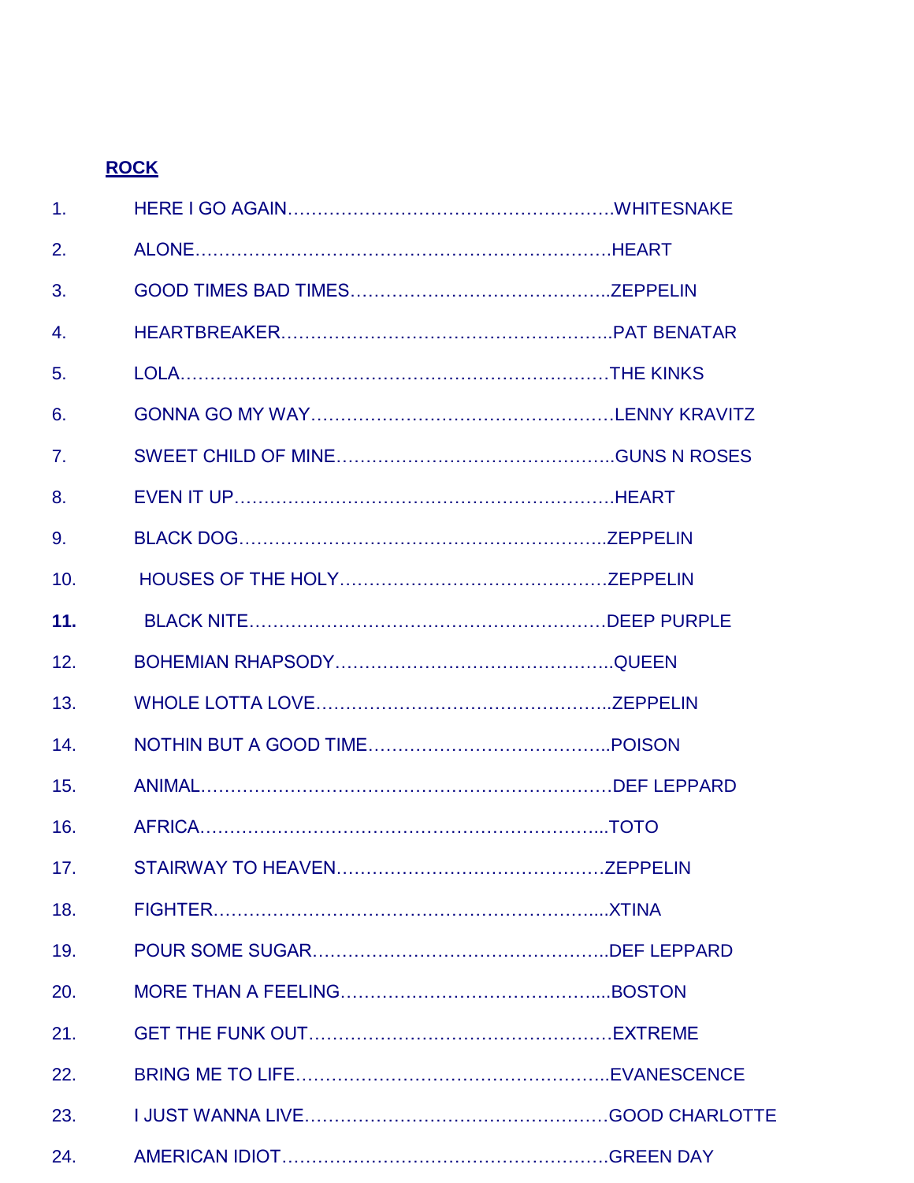**ROCK**

1. HERE I GO AGAIN……………………………………………….WHITESNAKE
2. ALONE……………………………………………………………HEART
3. GOOD TIMES BAD TIMES……………………………………..ZEPPELIN
4. HEARTBREAKER………………………………………………..PAT BENATAR
5. LOLA………………………………………………………………THE KINKS
6. GONNA GO MY WAY……………………………………………LENNY KRAVITZ
7. SWEET CHILD OF MINE………………………………………..GUNS N ROSES
8. EVEN IT UP………………………………………………………HEART
9. BLACK DOG……………………………………………………..ZEPPELIN
10. HOUSES OF THE HOLY………………………………………ZEPPELIN
11. **BLACK NITE**……………………………………………………DEEP PURPLE
12. BOHEMIAN RHAPSODY………………………………………..QUEEN
13. WHOLE LOTTA LOVE…………………………………………..ZEPPELIN
14. NOTHIN BUT A GOOD TIME…………………………………..POISON
15. ANIMAL…………………………………………………………DEF LEPPARD
16. AFRICA…………………………………………………………...TOTO
17. STAIRWAY TO HEAVEN……………………………………….ZEPPELIN
18. FIGHTER………………………………………………………....XTINA
19. POUR SOME SUGAR…………………………………………..DEF LEPPARD
20. MORE THAN A FEELING……………………………………....BOSTON
21. GET THE FUNK OUT…………………………………………EXTREME
22. BRING ME TO LIFE……………………………………………..EVANESCENCE
23. I JUST WANNA LIVE……………………………………………GOOD CHARLOTTE
24. AMERICAN IDIOT……………………………………………….GREEN DAY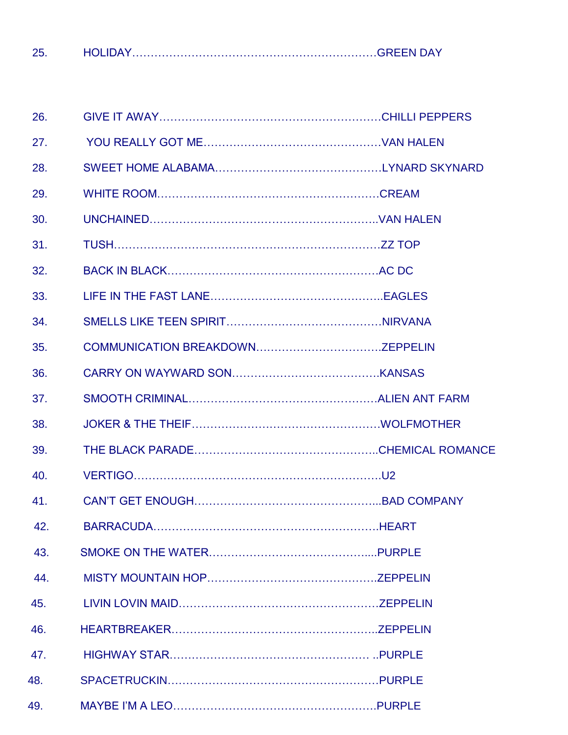25. HOLIDAY……………………………………………………………GREEN DAY

26. GIVE IT AWAY…………………………………………………CHILLI PEPPERS
27. YOU REALLY GOT ME…………………………………………VAN HALEN
28. SWEET HOME ALABAMA………………………………………LYNARD SKYNARD
29. WHITE ROOM……………………………………………………CREAM
30. UNCHAINED………………………………………………………VAN HALEN
31. TUSH…………………………………………………………………ZZ TOP
32. BACK IN BLACK…………………………………………………AC DC
33. LIFE IN THE FAST LANE……………………………………….EAGLES
34. SMELLS LIKE TEEN SPIRIT……………………………………NIRVANA
35. COMMUNICATION BREAKDOWN…………………………….ZEPPELIN
36. CARRY ON WAYWARD SON…………………………………KANSAS
37. SMOOTH CRIMINAL……………………………………………ALIEN ANT FARM
38. JOKER & THE THEIF……………………………………………WOLFMOTHER
39. THE BLACK PARADE…………………………………………...CHEMICAL ROMANCE
40. VERTIGO……………………………………………………………U2
41. CAN'T GET ENOUGH……………………………………………...BAD COMPANY
42. BARRACUDA………………………………………………………HEART
43. SMOKE ON THE WATER……………………………………....PURPLE
44. MISTY MOUNTAIN HOP………………………………………ZEPPELIN
45. LIVIN LOVIN MAID………………………………………………ZEPPELIN
46. HEARTBREAKER…………………………………………………..ZEPPELIN
47. HIGHWAY STAR……………………………………………… ..PURPLE
48. SPACETRUCKIN…………………………………………………PURPLE
49. MAYBE I'M A LEO………………………………………………PURPLE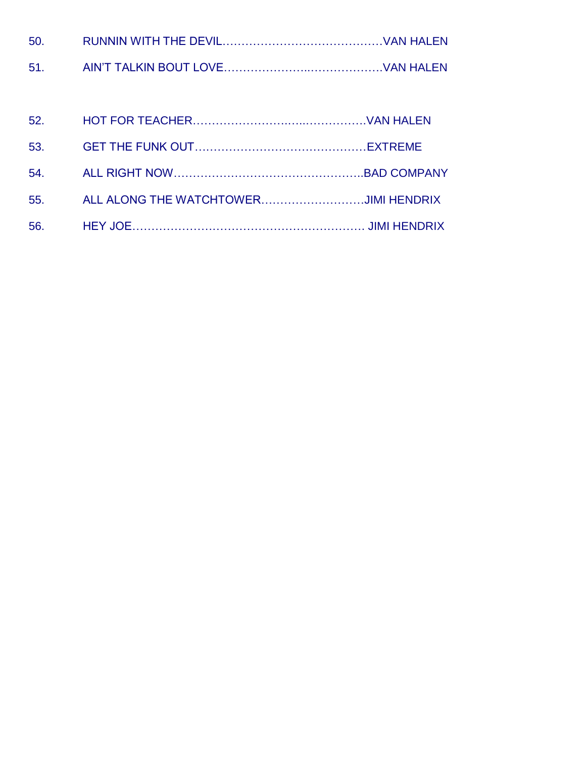50. RUNNIN WITH THE DEVIL……………………………………VAN HALEN

51. AIN'T TALKIN BOUT LOVE…………………..………………VAN HALEN

52. HOT FOR TEACHER………………………..…..……………VAN HALEN

53. GET THE FUNK OUT………………………………………EXTREME

54. ALL RIGHT NOW…………………………………………….BAD COMPANY

55. ALL ALONG THE WATCHTOWER………………………JIMI HENDRIX

56. HEY JOE…………………………………………………… JIMI HENDRIX